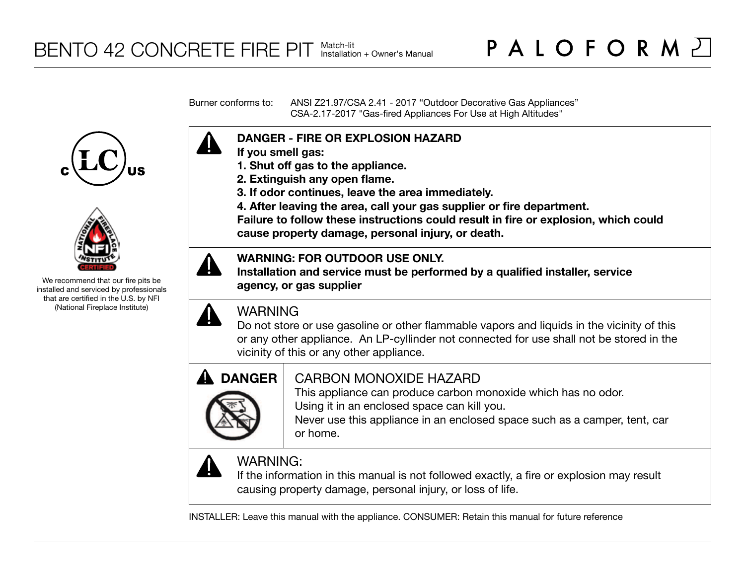# BENTO 42 CONCRETE FIRE PIT

Match-lit
Installation + Owner's Manual

PALOFORM

We recommend that our fire pits be installed and serviced by professionals that are certified in the U.S. by NFI (National Fireplace Institute)

Burner conforms to: ANSI Z21.97/CSA 2.41 - 2017 "Outdoor Decorative Gas Appliances"
CSA-2.17-2017 "Gas-fired Appliances For Use at High Altitudes"

**DANGER - FIRE OR EXPLOSION HAZARD**
**If you smell gas:**
**1. Shut off gas to the appliance.**
**2. Extinguish any open flame.**
**3. If odor continues, leave the area immediately.**
**4. After leaving the area, call your gas supplier or fire department.**
**Failure to follow these instructions could result in fire or explosion, which could cause property damage, personal injury, or death.**

**WARNING: FOR OUTDOOR USE ONLY.**
**Installation and service must be performed by a qualified installer, service agency, or gas supplier**

WARNING
Do not store or use gasoline or other flammable vapors and liquids in the vicinity of this or any other appliance. An LP-cyllinder not connected for use shall not be stored in the vicinity of this or any other appliance.

**DANGER**

CARBON MONOXIDE HAZARD
This appliance can produce carbon monoxide which has no odor.
Using it in an enclosed space can kill you.
Never use this appliance in an enclosed space such as a camper, tent, car or home.

WARNING:
If the information in this manual is not followed exactly, a fire or explosion may result causing property damage, personal injury, or loss of life.

INSTALLER: Leave this manual with the appliance. CONSUMER: Retain this manual for future reference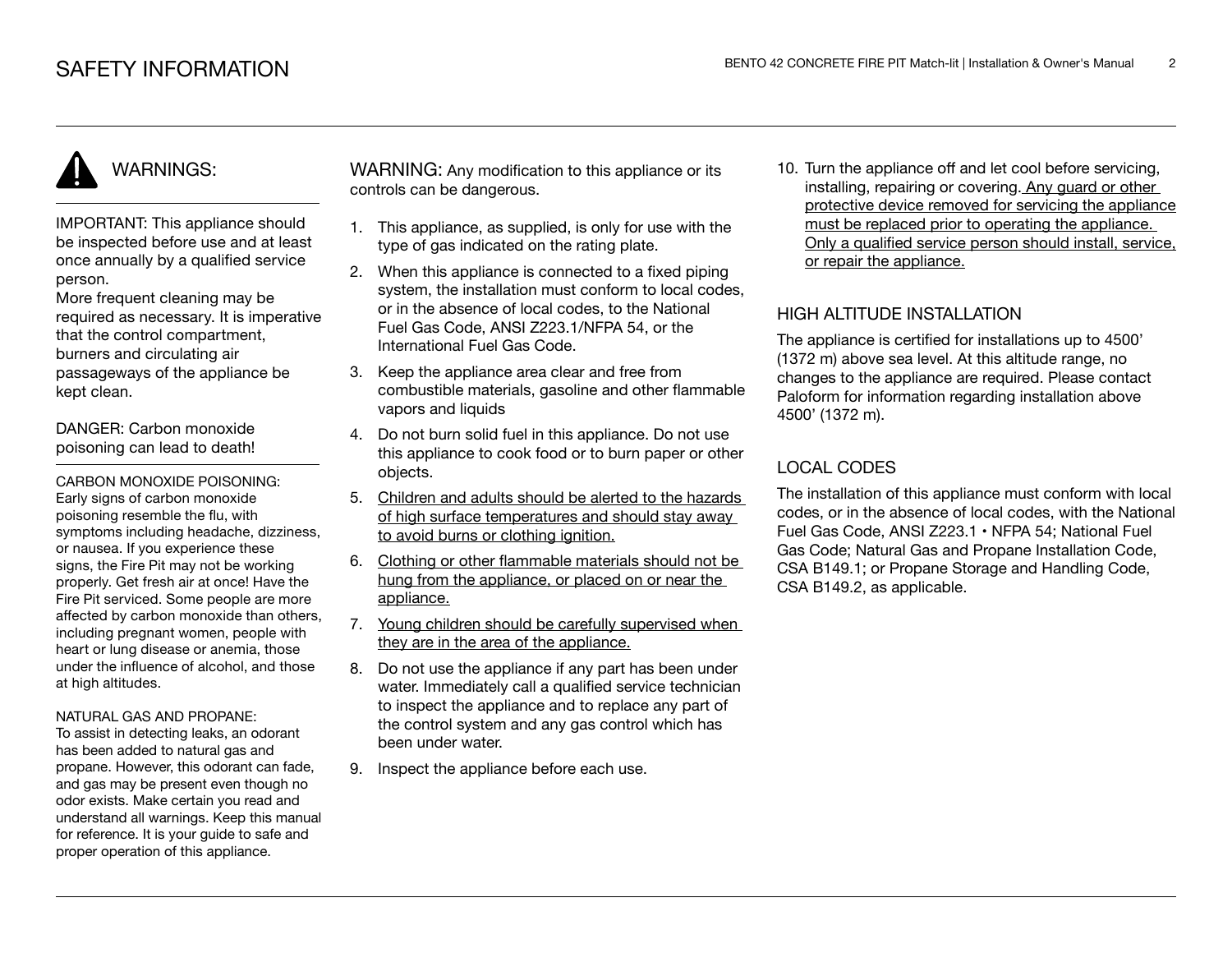# SAFETY INFORMATION

## WARNINGS:

IMPORTANT: This appliance should be inspected before use and at least once annually by a qualified service person.
More frequent cleaning may be required as necessary. It is imperative that the control compartment, burners and circulating air passageways of the appliance be kept clean.

DANGER: Carbon monoxide poisoning can lead to death!

CARBON MONOXIDE POISONING:
Early signs of carbon monoxide poisoning resemble the flu, with symptoms including headache, dizziness, or nausea. If you experience these signs, the Fire Pit may not be working properly. Get fresh air at once! Have the Fire Pit serviced. Some people are more affected by carbon monoxide than others, including pregnant women, people with heart or lung disease or anemia, those under the influence of alcohol, and those at high altitudes.

NATURAL GAS AND PROPANE:
To assist in detecting leaks, an odorant has been added to natural gas and propane. However, this odorant can fade, and gas may be present even though no odor exists. Make certain you read and understand all warnings. Keep this manual for reference. It is your guide to safe and proper operation of this appliance.

WARNING: Any modification to this appliance or its controls can be dangerous.

1. This appliance, as supplied, is only for use with the type of gas indicated on the rating plate.
2. When this appliance is connected to a fixed piping system, the installation must conform to local codes, or in the absence of local codes, to the National Fuel Gas Code, ANSI Z223.1/NFPA 54, or the International Fuel Gas Code.
3. Keep the appliance area clear and free from combustible materials, gasoline and other flammable vapors and liquids
4. Do not burn solid fuel in this appliance. Do not use this appliance to cook food or to burn paper or other objects.
5. <u>Children and adults should be alerted to the hazards of high surface temperatures and should stay away to avoid burns or clothing ignition.</u>
6. <u>Clothing or other flammable materials should not be hung from the appliance, or placed on or near the appliance.</u>
7. <u>Young children should be carefully supervised when they are in the area of the appliance.</u>
8. Do not use the appliance if any part has been under water. Immediately call a qualified service technician to inspect the appliance and to replace any part of the control system and any gas control which has been under water.
9. Inspect the appliance before each use.
10. Turn the appliance off and let cool before servicing, installing, repairing or covering. <u>Any guard or other protective device removed for servicing the appliance must be replaced prior to operating the appliance. Only a qualified service person should install, service, or repair the appliance.</u>

## HIGH ALTITUDE INSTALLATION

The appliance is certified for installations up to 4500’ (1372 m) above sea level. At this altitude range, no changes to the appliance are required. Please contact Paloform for information regarding installation above 4500’ (1372 m).

## LOCAL CODES

The installation of this appliance must conform with local codes, or in the absence of local codes, with the National Fuel Gas Code, ANSI Z223.1 • NFPA 54; National Fuel Gas Code; Natural Gas and Propane Installation Code, CSA B149.1; or Propane Storage and Handling Code, CSA B149.2, as applicable.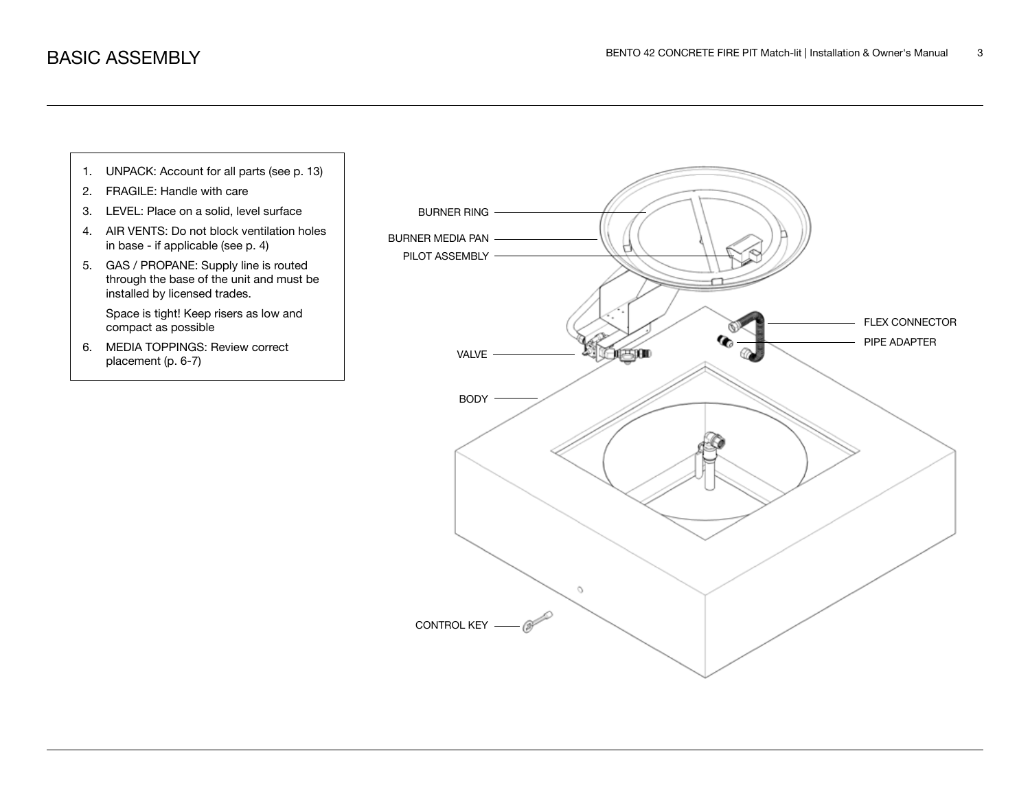# BASIC ASSEMBLY

1. UNPACK: Account for all parts (see p. 13)
2. FRAGILE: Handle with care
3. LEVEL: Place on a solid, level surface
4. AIR VENTS: Do not block ventilation holes in base - if applicable (see p. 4)
5. GAS / PROPANE: Supply line is routed through the base of the unit and must be installed by licensed trades.

   Space is tight! Keep risers as low and compact as possible
6. MEDIA TOPPINGS: Review correct placement (p. 6-7)

BURNER RING

BURNER MEDIA PAN

PILOT ASSEMBLY

FLEX CONNECTOR

PIPE ADAPTER

VALVE

BODY

CONTROL KEY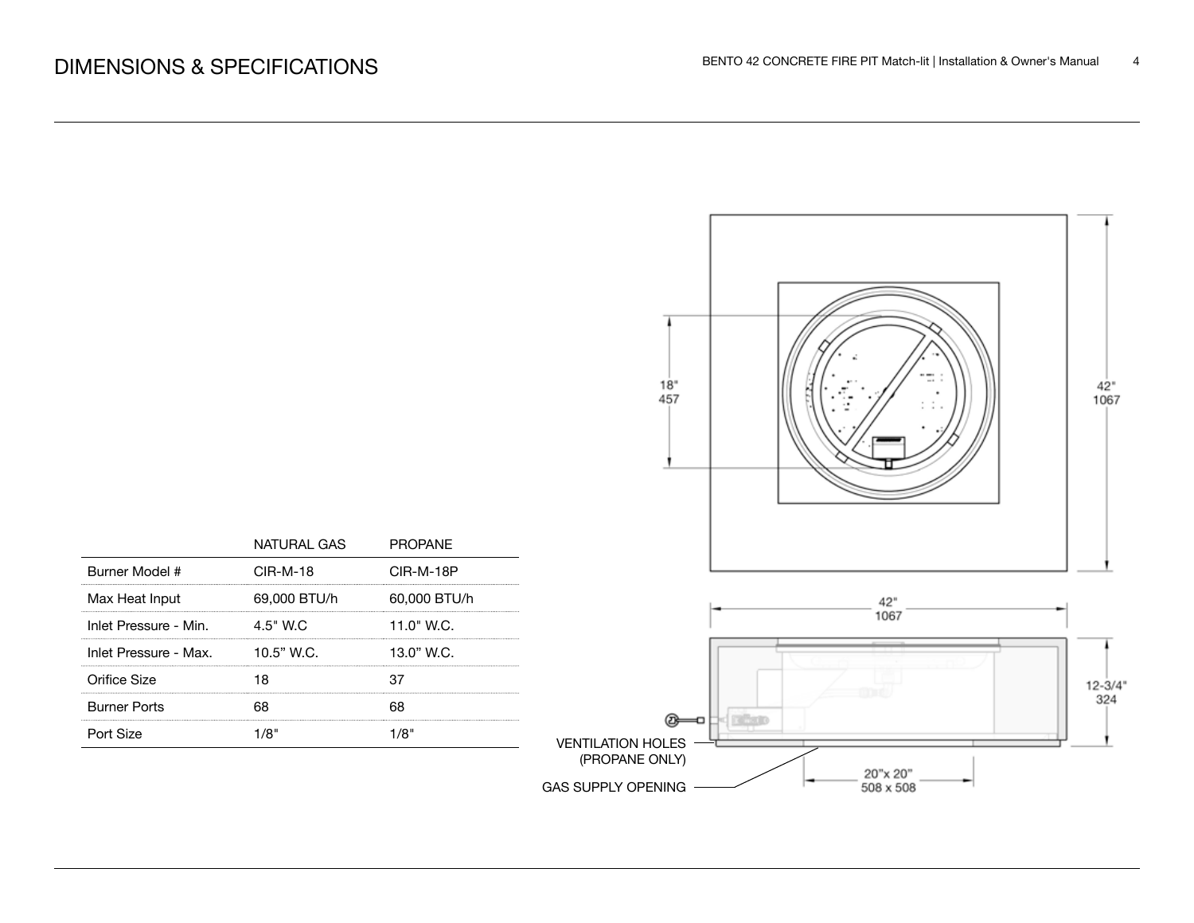# DIMENSIONS & SPECIFICATIONS

| | NATURAL GAS | PROPANE |
|---|---|---|
| Burner Model # | CIR-M-18 | CIR-M-18P |
| Max Heat Input | 69,000 BTU/h | 60,000 BTU/h |
| Inlet Pressure - Min. | 4.5" W.C | 11.0" W.C. |
| Inlet Pressure - Max. | 10.5” W.C. | 13.0” W.C. |
| Orifice Size | 18 | 37 |
| Burner Ports | 68 | 68 |
| Port Size | 1/8" | 1/8" |

18"
457

42"
1067

42"
1067

12-3/4"
324

VENTILATION HOLES
(PROPANE ONLY)

GAS SUPPLY OPENING

20"x 20"
508 x 508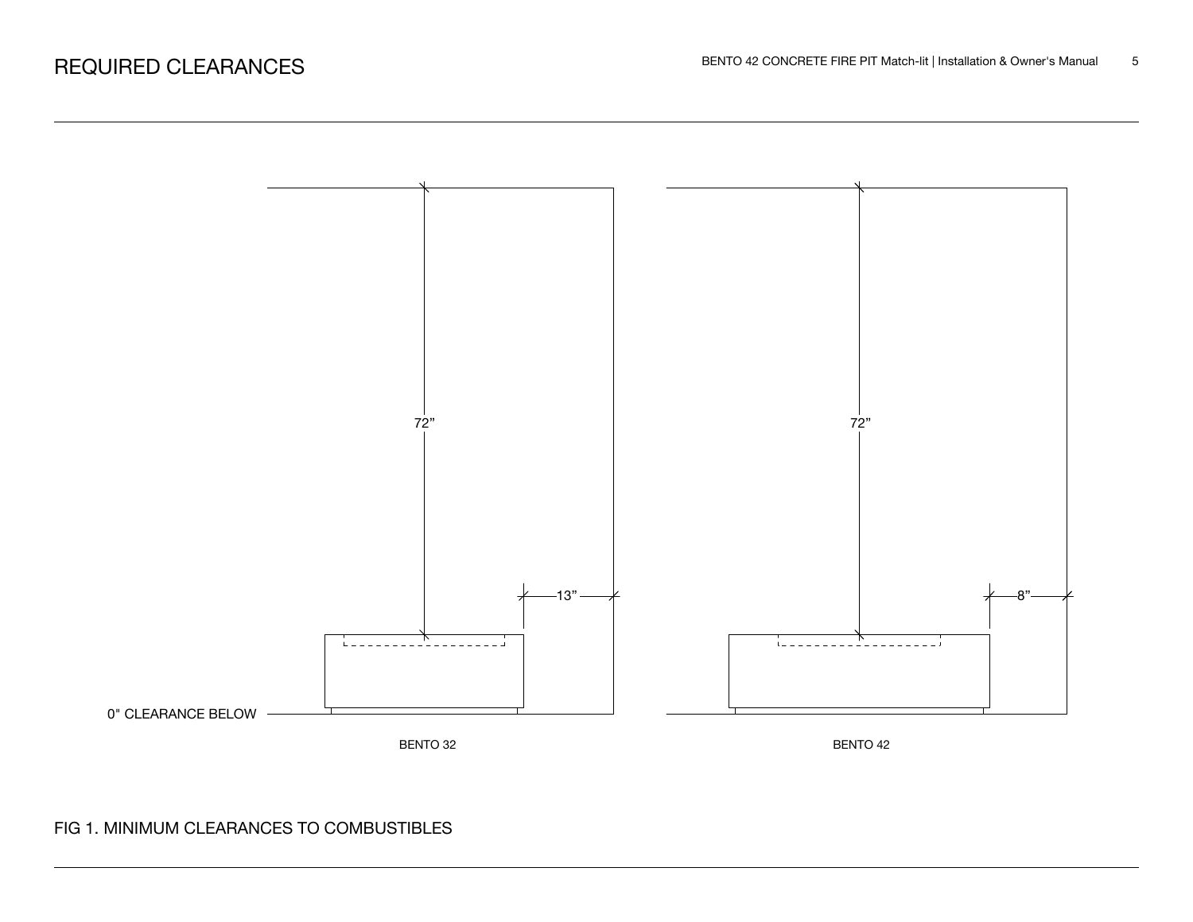# REQUIRED CLEARANCES

72”

13”

0" CLEARANCE BELOW

BENTO 32

72”

8”

BENTO 42

FIG 1. MINIMUM CLEARANCES TO COMBUSTIBLES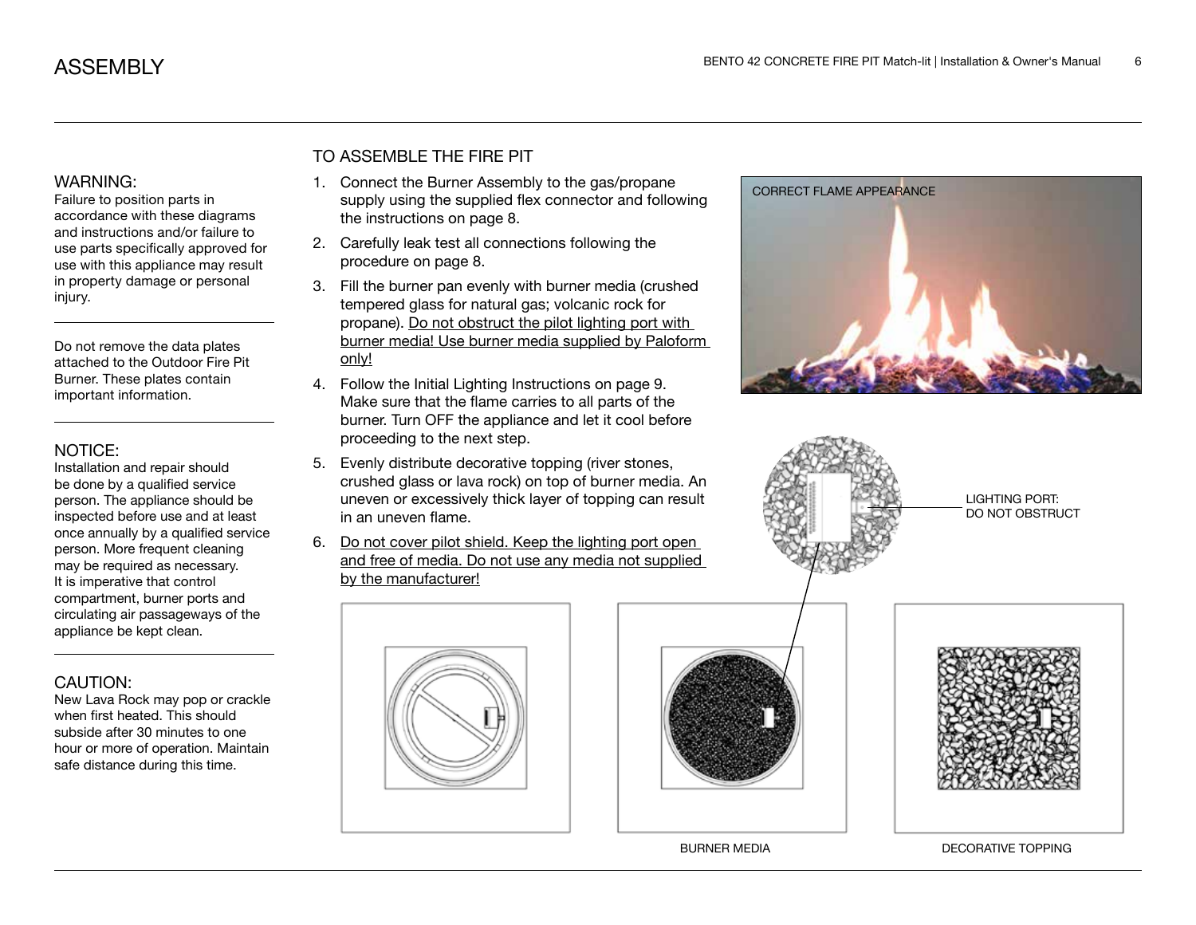# ASSEMBLY

WARNING:
Failure to position parts in accordance with these diagrams and instructions and/or failure to use parts specifically approved for use with this appliance may result in property damage or personal injury.

---

Do not remove the data plates attached to the Outdoor Fire Pit Burner. These plates contain important information.

---

NOTICE:
Installation and repair should be done by a qualified service person. The appliance should be inspected before use and at least once annually by a qualified service person. More frequent cleaning may be required as necessary. It is imperative that control compartment, burner ports and circulating air passageways of the appliance be kept clean.

---

CAUTION:
New Lava Rock may pop or crackle when first heated. This should subside after 30 minutes to one hour or more of operation. Maintain safe distance during this time.

## TO ASSEMBLE THE FIRE PIT

1. Connect the Burner Assembly to the gas/propane supply using the supplied flex connector and following the instructions on page 8.
2. Carefully leak test all connections following the procedure on page 8.
3. Fill the burner pan evenly with burner media (crushed tempered glass for natural gas; volcanic rock for propane). <u>Do not obstruct the pilot lighting port with burner media! Use burner media supplied by Paloform only!</u>
4. Follow the Initial Lighting Instructions on page 9. Make sure that the flame carries to all parts of the burner. Turn OFF the appliance and let it cool before proceeding to the next step.
5. Evenly distribute decorative topping (river stones, crushed glass or lava rock) on top of burner media. An uneven or excessively thick layer of topping can result in an uneven flame.
6. <u>Do not cover pilot shield. Keep the lighting port open and free of media. Do not use any media not supplied by the manufacturer!</u>

CORRECT FLAME APPEARANCE

LIGHTING PORT: DO NOT OBSTRUCT

BURNER MEDIA

DECORATIVE TOPPING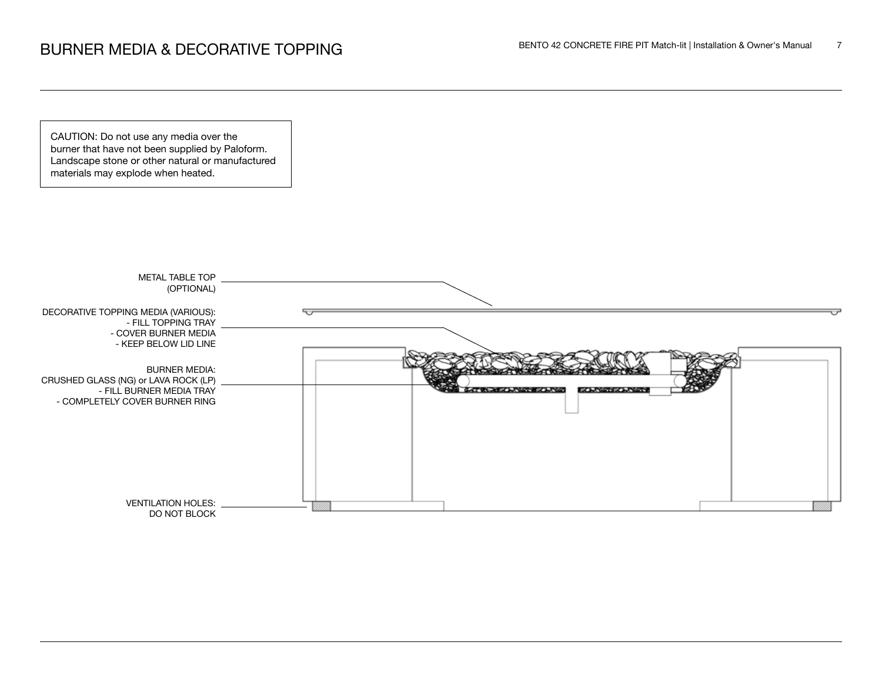# BURNER MEDIA & DECORATIVE TOPPING

CAUTION: Do not use any media over the burner that have not been supplied by Paloform. Landscape stone or other natural or manufactured materials may explode when heated.

METAL TABLE TOP (OPTIONAL)

DECORATIVE TOPPING MEDIA (VARIOUS):
- FILL TOPPING TRAY
- COVER BURNER MEDIA
- KEEP BELOW LID LINE

BURNER MEDIA:
CRUSHED GLASS (NG) or LAVA ROCK (LP)
- FILL BURNER MEDIA TRAY
- COMPLETELY COVER BURNER RING

VENTILATION HOLES: DO NOT BLOCK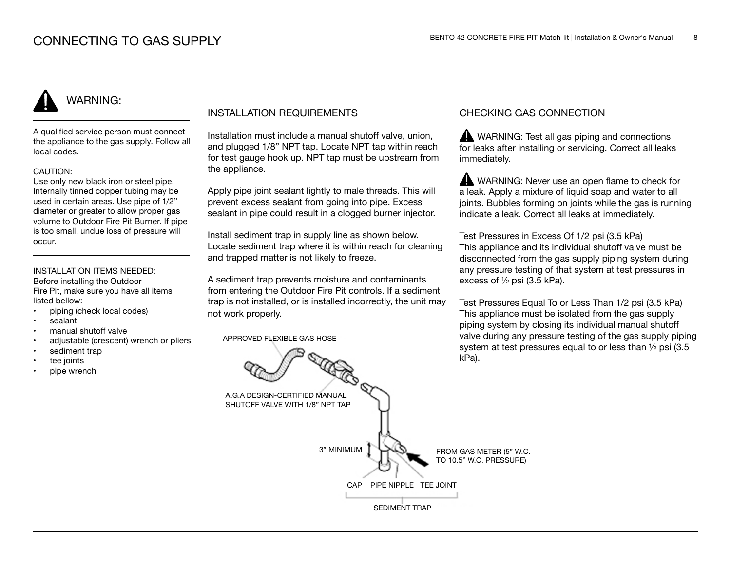# CONNECTING TO GAS SUPPLY

## WARNING:

A qualified service person must connect the appliance to the gas supply. Follow all local codes.

CAUTION:
Use only new black iron or steel pipe. Internally tinned copper tubing may be used in certain areas. Use pipe of 1/2" diameter or greater to allow proper gas volume to Outdoor Fire Pit Burner. If pipe is too small, undue loss of pressure will occur.

INSTALLATION ITEMS NEEDED:
Before installing the Outdoor Fire Pit, make sure you have all items listed bellow:

- piping (check local codes)
- sealant
- manual shutoff valve
- adjustable (crescent) wrench or pliers
- sediment trap
- tee joints
- pipe wrench

## INSTALLATION REQUIREMENTS

Installation must include a manual shutoff valve, union, and plugged 1/8" NPT tap. Locate NPT tap within reach for test gauge hook up. NPT tap must be upstream from the appliance.

Apply pipe joint sealant lightly to male threads. This will prevent excess sealant from going into pipe. Excess sealant in pipe could result in a clogged burner injector.

Install sediment trap in supply line as shown below. Locate sediment trap where it is within reach for cleaning and trapped matter is not likely to freeze.

A sediment trap prevents moisture and contaminants from entering the Outdoor Fire Pit controls. If a sediment trap is not installed, or is installed incorrectly, the unit may not work properly.

APPROVED FLEXIBLE GAS HOSE

A.G.A DESIGN-CERTIFIED MANUAL SHUTOFF VALVE WITH 1/8" NPT TAP

3" MINIMUM

FROM GAS METER (5" W.C. TO 10.5" W.C. PRESSURE)

CAP PIPE NIPPLE TEE JOINT

SEDIMENT TRAP

## CHECKING GAS CONNECTION

WARNING: Test all gas piping and connections for leaks after installing or servicing. Correct all leaks immediately.

WARNING: Never use an open flame to check for a leak. Apply a mixture of liquid soap and water to all joints. Bubbles forming on joints while the gas is running indicate a leak. Correct all leaks at immediately.

Test Pressures in Excess Of 1/2 psi (3.5 kPa)
This appliance and its individual shutoff valve must be disconnected from the gas supply piping system during any pressure testing of that system at test pressures in excess of ½ psi (3.5 kPa).

Test Pressures Equal To or Less Than 1/2 psi (3.5 kPa)
This appliance must be isolated from the gas supply piping system by closing its individual manual shutoff valve during any pressure testing of the gas supply piping system at test pressures equal to or less than ½ psi (3.5 kPa).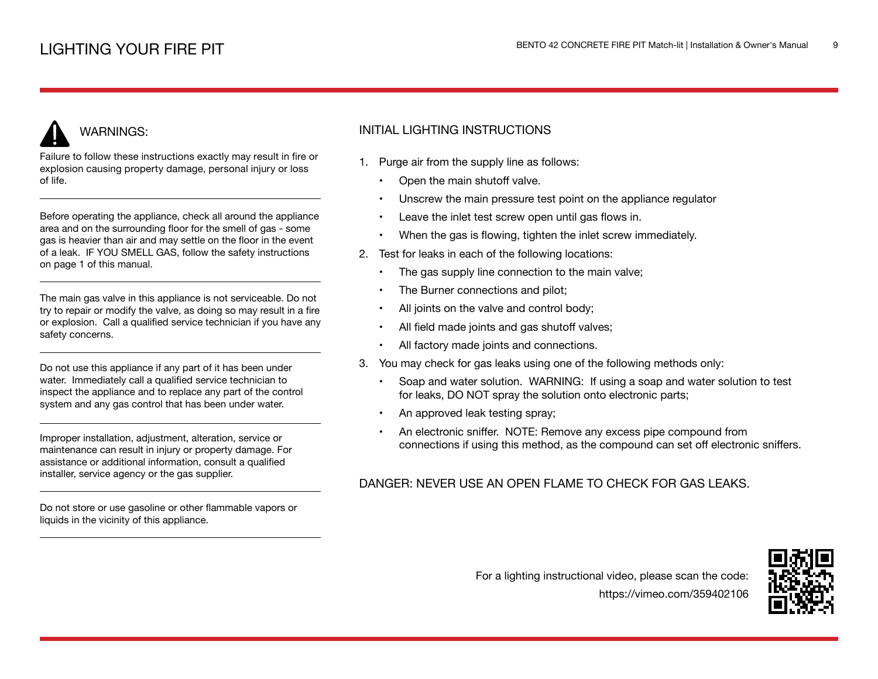# LIGHTING YOUR FIRE PIT

## WARNINGS:

Failure to follow these instructions exactly may result in fire or explosion causing property damage, personal injury or loss of life.

---

Before operating the appliance, check all around the appliance area and on the surrounding floor for the smell of gas - some gas is heavier than air and may settle on the floor in the event of a leak. IF YOU SMELL GAS, follow the safety instructions on page 1 of this manual.

---

The main gas valve in this appliance is not serviceable. Do not try to repair or modify the valve, as doing so may result in a fire or explosion. Call a qualified service technician if you have any safety concerns.

---

Do not use this appliance if any part of it has been under water. Immediately call a qualified service technician to inspect the appliance and to replace any part of the control system and any gas control that has been under water.

---

Improper installation, adjustment, alteration, service or maintenance can result in injury or property damage. For assistance or additional information, consult a qualified installer, service agency or the gas supplier.

---

Do not store or use gasoline or other flammable vapors or liquids in the vicinity of this appliance.

---

## INITIAL LIGHTING INSTRUCTIONS

1. Purge air from the supply line as follows:
   - Open the main shutoff valve.
   - Unscrew the main pressure test point on the appliance regulator
   - Leave the inlet test screw open until gas flows in.
   - When the gas is flowing, tighten the inlet screw immediately.
2. Test for leaks in each of the following locations:
   - The gas supply line connection to the main valve;
   - The Burner connections and pilot;
   - All joints on the valve and control body;
   - All field made joints and gas shutoff valves;
   - All factory made joints and connections.
3. You may check for gas leaks using one of the following methods only:
   - Soap and water solution. WARNING: If using a soap and water solution to test for leaks, DO NOT spray the solution onto electronic parts;
   - An approved leak testing spray;
   - An electronic sniffer. NOTE: Remove any excess pipe compound from connections if using this method, as the compound can set off electronic sniffers.

DANGER: NEVER USE AN OPEN FLAME TO CHECK FOR GAS LEAKS.

For a lighting instructional video, please scan the code:
https://vimeo.com/359402106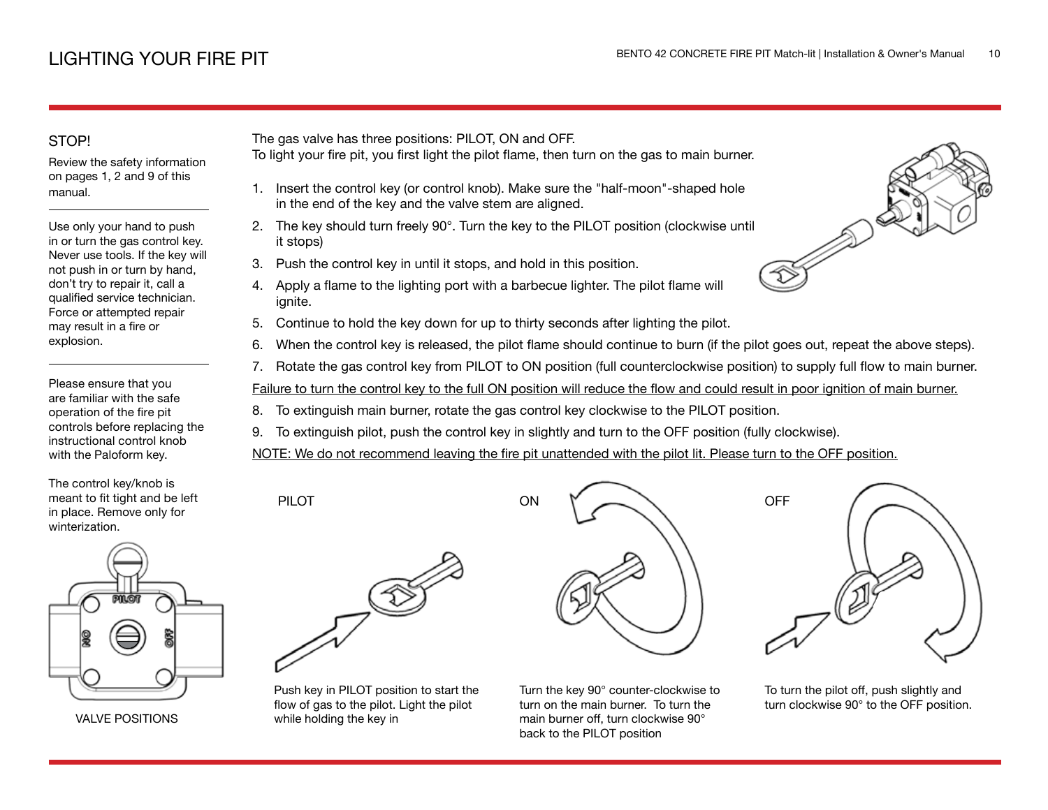# LIGHTING YOUR FIRE PIT

### STOP!

Review the safety information on pages 1, 2 and 9 of this manual.

Use only your hand to push in or turn the gas control key. Never use tools. If the key will not push in or turn by hand, don't try to repair it, call a qualified service technician. Force or attempted repair may result in a fire or explosion.

Please ensure that you are familiar with the safe operation of the fire pit controls before replacing the instructional control knob with the Paloform key.

The control key/knob is meant to fit tight and be left in place. Remove only for winterization.

PILOT

ON

OFF

VALVE POSITIONS

The gas valve has three positions: PILOT, ON and OFF.
To light your fire pit, you first light the pilot flame, then turn on the gas to main burner.

1. Insert the control key (or control knob). Make sure the "half-moon"-shaped hole in the end of the key and the valve stem are aligned.
2. The key should turn freely 90°. Turn the key to the PILOT position (clockwise until it stops)
3. Push the control key in until it stops, and hold in this position.
4. Apply a flame to the lighting port with a barbecue lighter. The pilot flame will ignite.
5. Continue to hold the key down for up to thirty seconds after lighting the pilot.
6. When the control key is released, the pilot flame should continue to burn (if the pilot goes out, repeat the above steps).
7. Rotate the gas control key from PILOT to ON position (full counterclockwise position) to supply full flow to main burner.

<u>Failure to turn the control key to the full ON position will reduce the flow and could result in poor ignition of main burner.</u>

8. To extinguish main burner, rotate the gas control key clockwise to the PILOT position.
9. To extinguish pilot, push the control key in slightly and turn to the OFF position (fully clockwise).

<u>NOTE: We do not recommend leaving the fire pit unattended with the pilot lit. Please turn to the OFF position.</u>

PILOT

Push key in PILOT position to start the flow of gas to the pilot. Light the pilot while holding the key in

ON

Turn the key 90° counter-clockwise to turn on the main burner. To turn the main burner off, turn clockwise 90° back to the PILOT position

OFF

To turn the pilot off, push slightly and turn clockwise 90° to the OFF position.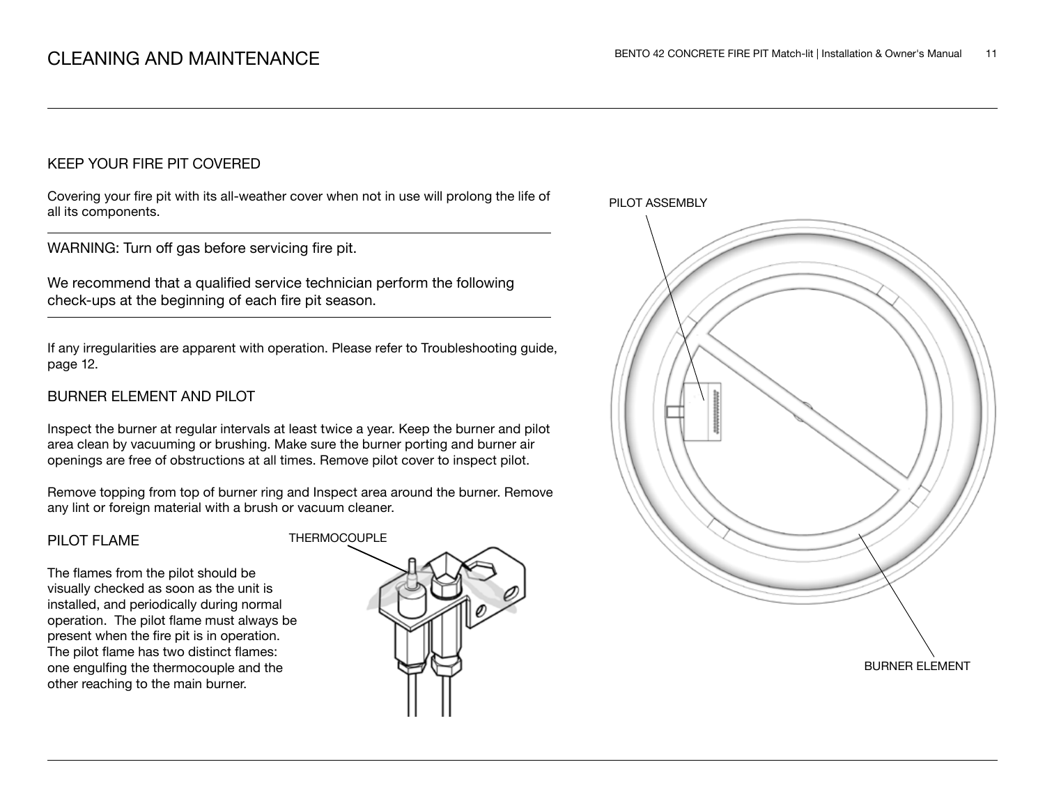# CLEANING AND MAINTENANCE

## KEEP YOUR FIRE PIT COVERED

Covering your fire pit with its all-weather cover when not in use will prolong the life of all its components.

WARNING: Turn off gas before servicing fire pit.

We recommend that a qualified service technician perform the following check-ups at the beginning of each fire pit season.

If any irregularities are apparent with operation. Please refer to Troubleshooting guide, page 12.

## BURNER ELEMENT AND PILOT

Inspect the burner at regular intervals at least twice a year. Keep the burner and pilot area clean by vacuuming or brushing. Make sure the burner porting and burner air openings are free of obstructions at all times. Remove pilot cover to inspect pilot.

Remove topping from top of burner ring and Inspect area around the burner. Remove any lint or foreign material with a brush or vacuum cleaner.

## PILOT FLAME

The flames from the pilot should be visually checked as soon as the unit is installed, and periodically during normal operation. The pilot flame must always be present when the fire pit is in operation. The pilot flame has two distinct flames: one engulfing the thermocouple and the other reaching to the main burner.

THERMOCOUPLE

PILOT ASSEMBLY

BURNER ELEMENT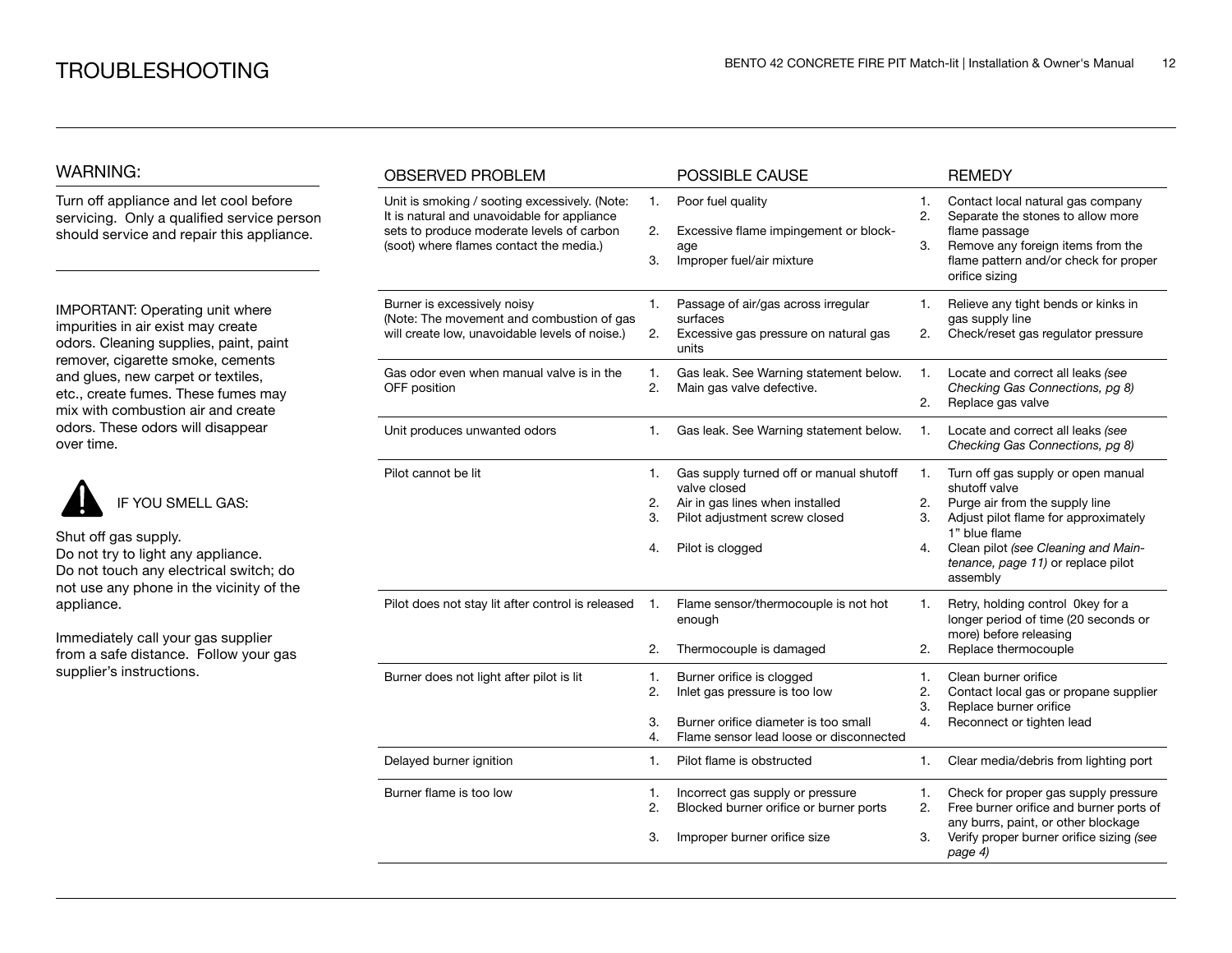# TROUBLESHOOTING

## WARNING:

Turn off appliance and let cool before servicing. Only a qualified service person should service and repair this appliance.

IMPORTANT: Operating unit where impurities in air exist may create odors. Cleaning supplies, paint, paint remover, cigarette smoke, cements and glues, new carpet or textiles, etc., create fumes. These fumes may mix with combustion air and create odors. These odors will disappear over time.

IF YOU SMELL GAS:

Shut off gas supply.
Do not try to light any appliance.
Do not touch any electrical switch; do not use any phone in the vicinity of the appliance.

Immediately call your gas supplier from a safe distance. Follow your gas supplier's instructions.

| OBSERVED PROBLEM | POSSIBLE CAUSE | REMEDY |
|---|---|---|
| Unit is smoking / sooting excessively. (Note: It is natural and unavoidable for appliance sets to produce moderate levels of carbon (soot) where flames contact the media.) | 1. Poor fuel quality<br>2. Excessive flame impingement or blockage<br>3. Improper fuel/air mixture | 1. Contact local natural gas company<br>2. Separate the stones to allow more flame passage<br>3. Remove any foreign items from the flame pattern and/or check for proper orifice sizing |
| Burner is excessively noisy (Note: The movement and combustion of gas will create low, unavoidable levels of noise.) | 1. Passage of air/gas across irregular surfaces<br>2. Excessive gas pressure on natural gas units | 1. Relieve any tight bends or kinks in gas supply line<br>2. Check/reset gas regulator pressure |
| Gas odor even when manual valve is in the OFF position | 1. Gas leak. See Warning statement below.<br>2. Main gas valve defective. | 1. Locate and correct all leaks *(see Checking Gas Connections, pg 8)*<br>2. Replace gas valve |
| Unit produces unwanted odors | 1. Gas leak. See Warning statement below. | 1. Locate and correct all leaks *(see Checking Gas Connections, pg 8)* |
| Pilot cannot be lit | 1. Gas supply turned off or manual shutoff valve closed<br>2. Air in gas lines when installed<br>3. Pilot adjustment screw closed<br>4. Pilot is clogged | 1. Turn off gas supply or open manual shutoff valve<br>2. Purge air from the supply line<br>3. Adjust pilot flame for approximately 1" blue flame<br>4. Clean pilot *(see Cleaning and Maintenance, page 11)* or replace pilot assembly |
| Pilot does not stay lit after control is released | 1. Flame sensor/thermocouple is not hot enough<br>2. Thermocouple is damaged | 1. Retry, holding control 0key for a longer period of time (20 seconds or more) before releasing<br>2. Replace thermocouple |
| Burner does not light after pilot is lit | 1. Burner orifice is clogged<br>2. Inlet gas pressure is too low<br>3. Burner orifice diameter is too small<br>4. Flame sensor lead loose or disconnected | 1. Clean burner orifice<br>2. Contact local gas or propane supplier<br>3. Replace burner orifice<br>4. Reconnect or tighten lead |
| Delayed burner ignition | 1. Pilot flame is obstructed | 1. Clear media/debris from lighting port |
| Burner flame is too low | 1. Incorrect gas supply or pressure<br>2. Blocked burner orifice or burner ports<br>3. Improper burner orifice size | 1. Check for proper gas supply pressure<br>2. Free burner orifice and burner ports of any burrs, paint, or other blockage<br>3. Verify proper burner orifice sizing *(see page 4)* |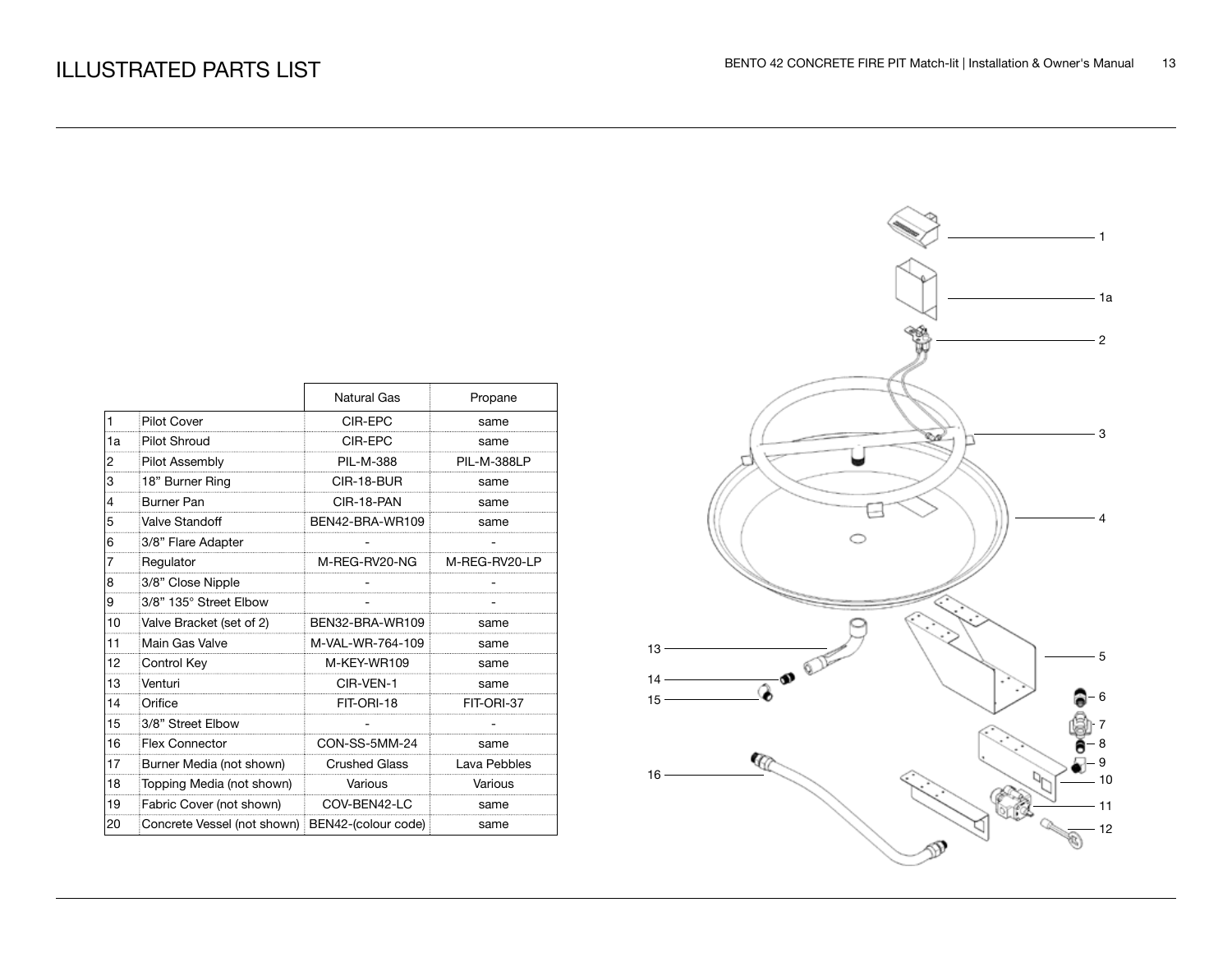# ILLUSTRATED PARTS LIST

| | | Natural Gas | Propane |
|---|---|---|---|
| 1 | Pilot Cover | CIR-EPC | same |
| 1a | Pilot Shroud | CIR-EPC | same |
| 2 | Pilot Assembly | PIL-M-388 | PIL-M-388LP |
| 3 | 18" Burner Ring | CIR-18-BUR | same |
| 4 | Burner Pan | CIR-18-PAN | same |
| 5 | Valve Standoff | BEN42-BRA-WR109 | same |
| 6 | 3/8" Flare Adapter | - | - |
| 7 | Regulator | M-REG-RV20-NG | M-REG-RV20-LP |
| 8 | 3/8" Close Nipple | - | - |
| 9 | 3/8" 135° Street Elbow | - | - |
| 10 | Valve Bracket (set of 2) | BEN32-BRA-WR109 | same |
| 11 | Main Gas Valve | M-VAL-WR-764-109 | same |
| 12 | Control Key | M-KEY-WR109 | same |
| 13 | Venturi | CIR-VEN-1 | same |
| 14 | Orifice | FIT-ORI-18 | FIT-ORI-37 |
| 15 | 3/8" Street Elbow | - | - |
| 16 | Flex Connector | CON-SS-5MM-24 | same |
| 17 | Burner Media (not shown) | Crushed Glass | Lava Pebbles |
| 18 | Topping Media (not shown) | Various | Various |
| 19 | Fabric Cover (not shown) | COV-BEN42-LC | same |
| 20 | Concrete Vessel (not shown) | BEN42-(colour code) | same |

1
1a
2
3
4
5
6
7
8
9
10
11
12
13
14
15
16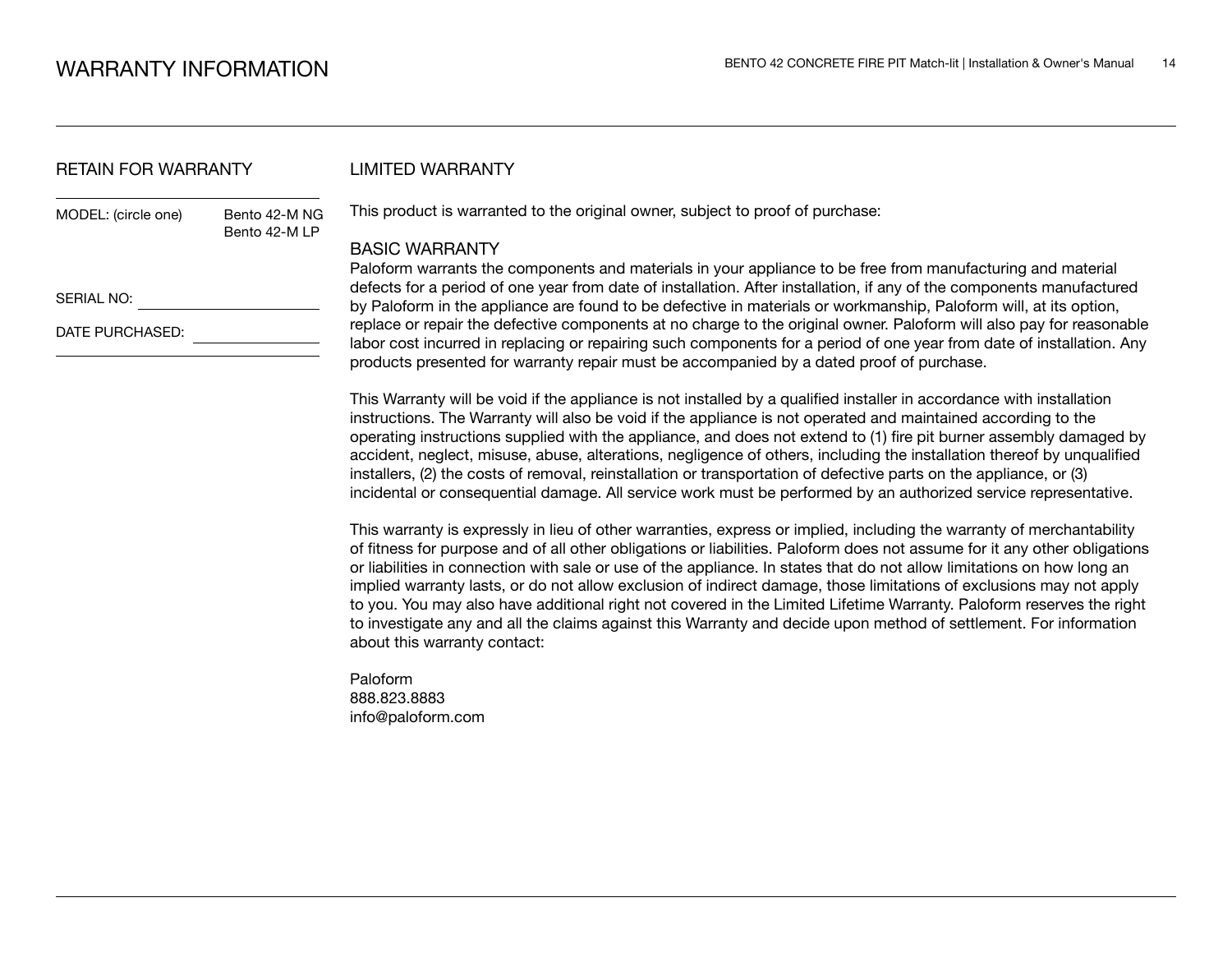# WARRANTY INFORMATION

## RETAIN FOR WARRANTY

MODEL: (circle one) Bento 42-M NG
Bento 42-M LP

SERIAL NO: ____________________

DATE PURCHASED: ____________________

## LIMITED WARRANTY

This product is warranted to the original owner, subject to proof of purchase:

### BASIC WARRANTY

Paloform warrants the components and materials in your appliance to be free from manufacturing and material defects for a period of one year from date of installation. After installation, if any of the components manufactured by Paloform in the appliance are found to be defective in materials or workmanship, Paloform will, at its option, replace or repair the defective components at no charge to the original owner. Paloform will also pay for reasonable labor cost incurred in replacing or repairing such components for a period of one year from date of installation. Any products presented for warranty repair must be accompanied by a dated proof of purchase.

This Warranty will be void if the appliance is not installed by a qualified installer in accordance with installation instructions. The Warranty will also be void if the appliance is not operated and maintained according to the operating instructions supplied with the appliance, and does not extend to (1) fire pit burner assembly damaged by accident, neglect, misuse, abuse, alterations, negligence of others, including the installation thereof by unqualified installers, (2) the costs of removal, reinstallation or transportation of defective parts on the appliance, or (3) incidental or consequential damage. All service work must be performed by an authorized service representative.

This warranty is expressly in lieu of other warranties, express or implied, including the warranty of merchantability of fitness for purpose and of all other obligations or liabilities. Paloform does not assume for it any other obligations or liabilities in connection with sale or use of the appliance. In states that do not allow limitations on how long an implied warranty lasts, or do not allow exclusion of indirect damage, those limitations of exclusions may not apply to you. You may also have additional right not covered in the Limited Lifetime Warranty. Paloform reserves the right to investigate any and all the claims against this Warranty and decide upon method of settlement. For information about this warranty contact:

Paloform
888.823.8883
info@paloform.com